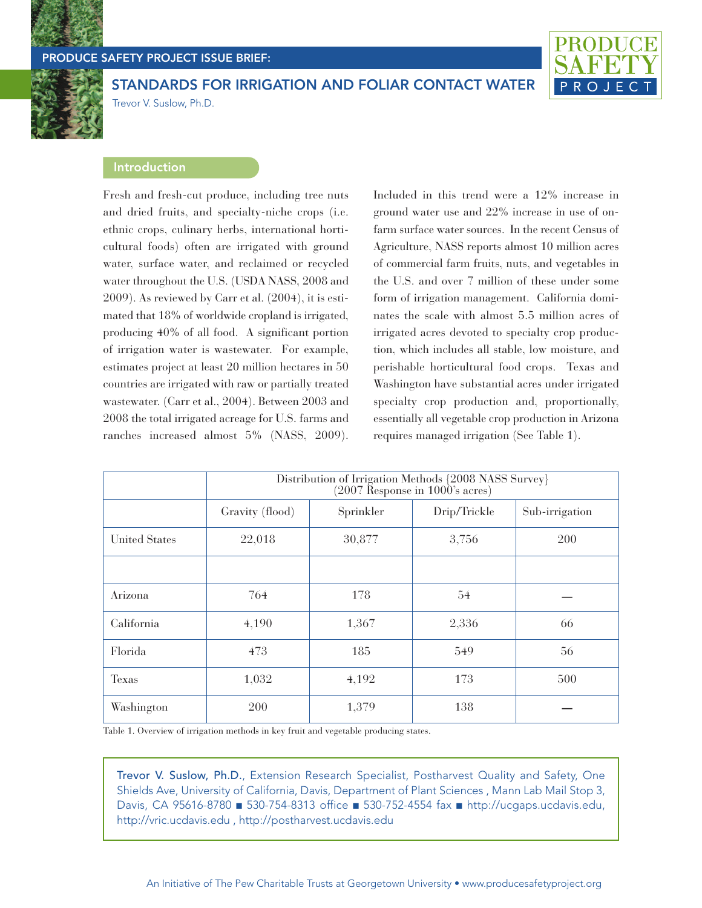PRODUCE SAFETY PROJECT ISSUE BRIEF:

# STANDARDS FOR IRRIGATION AND FOLIAR CONTACT WATER

Trevor V. Suslow, Ph.D.

## Introduction

Fresh and fresh-cut produce, including tree nuts and dried fruits, and specialty-niche crops (i.e. ethnic crops, culinary herbs, international horticultural foods) often are irrigated with ground water, surface water, and reclaimed or recycled water throughout the U.S. (USDA NASS, 2008 and 2009). As reviewed by Carr et al. (2004), it is estimated that 18% of worldwide cropland is irrigated, producing 40% of all food. A significant portion of irrigation water is wastewater. For example, estimates project at least 20 million hectares in 50 countries are irrigated with raw or partially treated wastewater. (Carr et al., 2004). Between 2003 and 2008 the total irrigated acreage for U.S. farms and ranches increased almost 5% (NASS, 2009). Included in this trend were a 12% increase in ground water use and 22% increase in use of on-farm surface water sources. In the recent Census of Agriculture, NASS reports almost 10 million acres of commercial farm fruits, nuts, and vegetables in the U.S. and over 7 million of these under some form of irrigation management. California dominates the scale with almost 5.5 million acres of irrigated acres devoted to specialty crop production, which includes all stable, low moisture, and perishable horticultural food crops. Texas and Washington have substantial acres under irrigated specialty crop production and, proportionally, essentially all vegetable crop production in Arizona requires managed irrigation (See Table 1).

| | Distribution of Irrigation Methods {2008 NASS Survey} (2007 Response in 1000's acres) | | | |
|---|---|---|---|---|
| | Gravity (flood) | Sprinkler | Drip/Trickle | Sub-irrigation |
| United States | 22,018 | 30,877 | 3,756 | 200 |
| | | | | |
| Arizona | 764 | 178 | 54 | — |
| California | 4,190 | 1,367 | 2,336 | 66 |
| Florida | 473 | 185 | 549 | 56 |
| Texas | 1,032 | 4,192 | 173 | 500 |
| Washington | 200 | 1,379 | 138 | — |

Table 1. Overview of irrigation methods in key fruit and vegetable producing states.

**Trevor V. Suslow, Ph.D.**, Extension Research Specialist, Postharvest Quality and Safety, One Shields Ave, University of California, Davis, Department of Plant Sciences , Mann Lab Mail Stop 3, Davis, CA 95616-8780 ■ 530-754-8313 office ■ 530-752-4554 fax ■ http://ucgaps.ucdavis.edu, http://vric.ucdavis.edu , http://postharvest.ucdavis.edu

An Initiative of The Pew Charitable Trusts at Georgetown University • www.producesafetyproject.org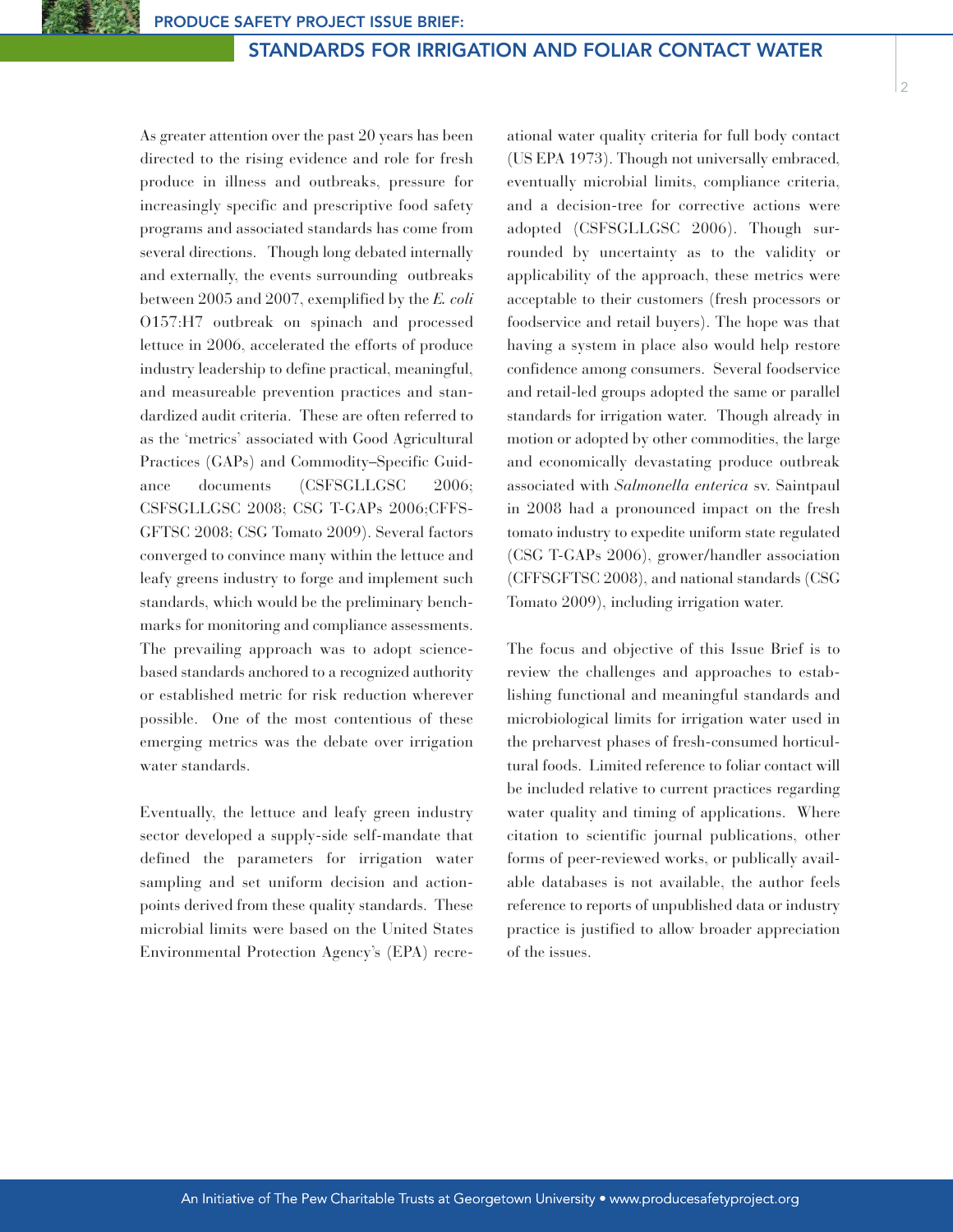As greater attention over the past 20 years has been directed to the rising evidence and role for fresh produce in illness and outbreaks, pressure for increasingly specific and prescriptive food safety programs and associated standards has come from several directions. Though long debated internally and externally, the events surrounding outbreaks between 2005 and 2007, exemplified by the *E. coli* O157:H7 outbreak on spinach and processed lettuce in 2006, accelerated the efforts of produce industry leadership to define practical, meaningful, and measureable prevention practices and standardized audit criteria. These are often referred to as the 'metrics' associated with Good Agricultural Practices (GAPs) and Commodity–Specific Guidance documents (CSFSGLLGSC 2006; CSFSGLLGSC 2008; CSG T-GAPs 2006;CFFSGFTSC 2008; CSG Tomato 2009). Several factors converged to convince many within the lettuce and leafy greens industry to forge and implement such standards, which would be the preliminary benchmarks for monitoring and compliance assessments. The prevailing approach was to adopt science-based standards anchored to a recognized authority or established metric for risk reduction wherever possible. One of the most contentious of these emerging metrics was the debate over irrigation water standards.

Eventually, the lettuce and leafy green industry sector developed a supply-side self-mandate that defined the parameters for irrigation water sampling and set uniform decision and action-points derived from these quality standards. These microbial limits were based on the United States Environmental Protection Agency's (EPA) recreational water quality criteria for full body contact (US EPA 1973). Though not universally embraced, eventually microbial limits, compliance criteria, and a decision-tree for corrective actions were adopted (CSFSGLLGSC 2006). Though surrounded by uncertainty as to the validity or applicability of the approach, these metrics were acceptable to their customers (fresh processors or foodservice and retail buyers). The hope was that having a system in place also would help restore confidence among consumers. Several foodservice and retail-led groups adopted the same or parallel standards for irrigation water. Though already in motion or adopted by other commodities, the large and economically devastating produce outbreak associated with *Salmonella enterica* sv. Saintpaul in 2008 had a pronounced impact on the fresh tomato industry to expedite uniform state regulated (CSG T-GAPs 2006), grower/handler association (CFFSGFTSC 2008), and national standards (CSG Tomato 2009), including irrigation water.

The focus and objective of this Issue Brief is to review the challenges and approaches to establishing functional and meaningful standards and microbiological limits for irrigation water used in the preharvest phases of fresh-consumed horticultural foods. Limited reference to foliar contact will be included relative to current practices regarding water quality and timing of applications. Where citation to scientific journal publications, other forms of peer-reviewed works, or publically available databases is not available, the author feels reference to reports of unpublished data or industry practice is justified to allow broader appreciation of the issues.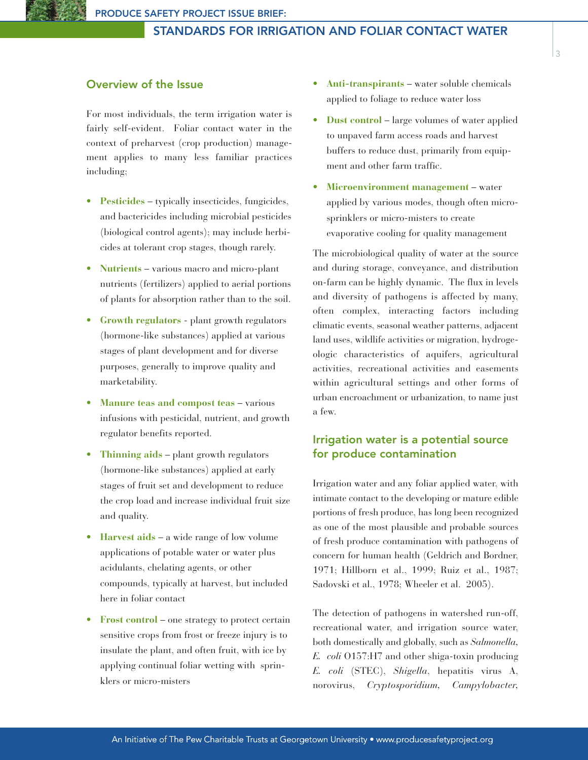## Overview of the Issue

For most individuals, the term irrigation water is fairly self-evident. Foliar contact water in the context of preharvest (crop production) management applies to many less familiar practices including;

- **Pesticides** – typically insecticides, fungicides, and bactericides including microbial pesticides (biological control agents); may include herbicides at tolerant crop stages, though rarely.
- **Nutrients** – various macro and micro-plant nutrients (fertilizers) applied to aerial portions of plants for absorption rather than to the soil.
- **Growth regulators** - plant growth regulators (hormone-like substances) applied at various stages of plant development and for diverse purposes, generally to improve quality and marketability.
- **Manure teas and compost teas** – various infusions with pesticidal, nutrient, and growth regulator benefits reported.
- **Thinning aids** – plant growth regulators (hormone-like substances) applied at early stages of fruit set and development to reduce the crop load and increase individual fruit size and quality.
- **Harvest aids** – a wide range of low volume applications of potable water or water plus acidulants, chelating agents, or other compounds, typically at harvest, but included here in foliar contact
- **Frost control** – one strategy to protect certain sensitive crops from frost or freeze injury is to insulate the plant, and often fruit, with ice by applying continual foliar wetting with sprinklers or micro-misters
- **Anti-transpirants** – water soluble chemicals applied to foliage to reduce water loss
- **Dust control** – large volumes of water applied to unpaved farm access roads and harvest buffers to reduce dust, primarily from equipment and other farm traffic.
- **Microenvironment management** – water applied by various modes, though often micro-sprinklers or micro-misters to create evaporative cooling for quality management

The microbiological quality of water at the source and during storage, conveyance, and distribution on-farm can be highly dynamic. The flux in levels and diversity of pathogens is affected by many, often complex, interacting factors including climatic events, seasonal weather patterns, adjacent land uses, wildlife activities or migration, hydrogeologic characteristics of aquifers, agricultural activities, recreational activities and easements within agricultural settings and other forms of urban encroachment or urbanization, to name just a few.

## Irrigation water is a potential source for produce contamination

Irrigation water and any foliar applied water, with intimate contact to the developing or mature edible portions of fresh produce, has long been recognized as one of the most plausible and probable sources of fresh produce contamination with pathogens of concern for human health (Geldrich and Bordner, 1971; Hillborn et al., 1999; Ruiz et al., 1987; Sadovski et al., 1978; Wheeler et al. 2005).

The detection of pathogens in watershed run-off, recreational water, and irrigation source water, both domestically and globally, such as *Salmonella*, *E. coli* O157:H7 and other shiga-toxin producing *E. coli* (STEC), *Shigella*, hepatitis virus A, norovirus, *Cryptosporidium*, *Campylobacter*,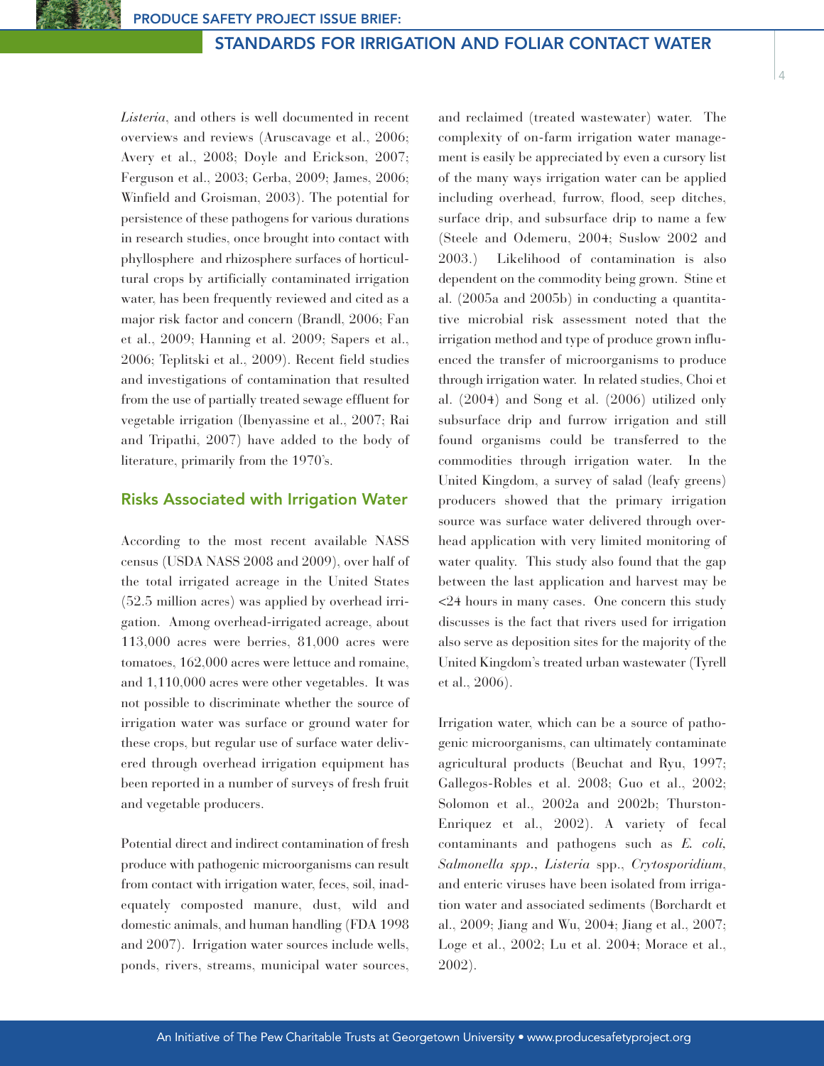*Listeria*, and others is well documented in recent overviews and reviews (Aruscavage et al., 2006; Avery et al., 2008; Doyle and Erickson, 2007; Ferguson et al., 2003; Gerba, 2009; James, 2006; Winfield and Groisman, 2003). The potential for persistence of these pathogens for various durations in research studies, once brought into contact with phyllosphere and rhizosphere surfaces of horticultural crops by artificially contaminated irrigation water, has been frequently reviewed and cited as a major risk factor and concern (Brandl, 2006; Fan et al., 2009; Hanning et al. 2009; Sapers et al., 2006; Teplitski et al., 2009). Recent field studies and investigations of contamination that resulted from the use of partially treated sewage effluent for vegetable irrigation (Ibenyassine et al., 2007; Rai and Tripathi, 2007) have added to the body of literature, primarily from the 1970's.

## Risks Associated with Irrigation Water

According to the most recent available NASS census (USDA NASS 2008 and 2009), over half of the total irrigated acreage in the United States (52.5 million acres) was applied by overhead irrigation. Among overhead-irrigated acreage, about 113,000 acres were berries, 81,000 acres were tomatoes, 162,000 acres were lettuce and romaine, and 1,110,000 acres were other vegetables. It was not possible to discriminate whether the source of irrigation water was surface or ground water for these crops, but regular use of surface water delivered through overhead irrigation equipment has been reported in a number of surveys of fresh fruit and vegetable producers.

Potential direct and indirect contamination of fresh produce with pathogenic microorganisms can result from contact with irrigation water, feces, soil, inadequately composted manure, dust, wild and domestic animals, and human handling (FDA 1998 and 2007). Irrigation water sources include wells, ponds, rivers, streams, municipal water sources, and reclaimed (treated wastewater) water. The complexity of on-farm irrigation water management is easily be appreciated by even a cursory list of the many ways irrigation water can be applied including overhead, furrow, flood, seep ditches, surface drip, and subsurface drip to name a few (Steele and Odemeru, 2004; Suslow 2002 and 2003.) Likelihood of contamination is also dependent on the commodity being grown. Stine et al. (2005a and 2005b) in conducting a quantitative microbial risk assessment noted that the irrigation method and type of produce grown influenced the transfer of microorganisms to produce through irrigation water. In related studies, Choi et al. (2004) and Song et al. (2006) utilized only subsurface drip and furrow irrigation and still found organisms could be transferred to the commodities through irrigation water. In the United Kingdom, a survey of salad (leafy greens) producers showed that the primary irrigation source was surface water delivered through overhead application with very limited monitoring of water quality. This study also found that the gap between the last application and harvest may be <24 hours in many cases. One concern this study discusses is the fact that rivers used for irrigation also serve as deposition sites for the majority of the United Kingdom's treated urban wastewater (Tyrell et al., 2006).

Irrigation water, which can be a source of pathogenic microorganisms, can ultimately contaminate agricultural products (Beuchat and Ryu, 1997; Gallegos-Robles et al. 2008; Guo et al., 2002; Solomon et al., 2002a and 2002b; Thurston-Enriquez et al., 2002). A variety of fecal contaminants and pathogens such as *E. coli*, *Salmonella spp.*, *Listeria* spp., *Crytosporidium*, and enteric viruses have been isolated from irrigation water and associated sediments (Borchardt et al., 2009; Jiang and Wu, 2004; Jiang et al., 2007; Loge et al., 2002; Lu et al. 2004; Morace et al., 2002).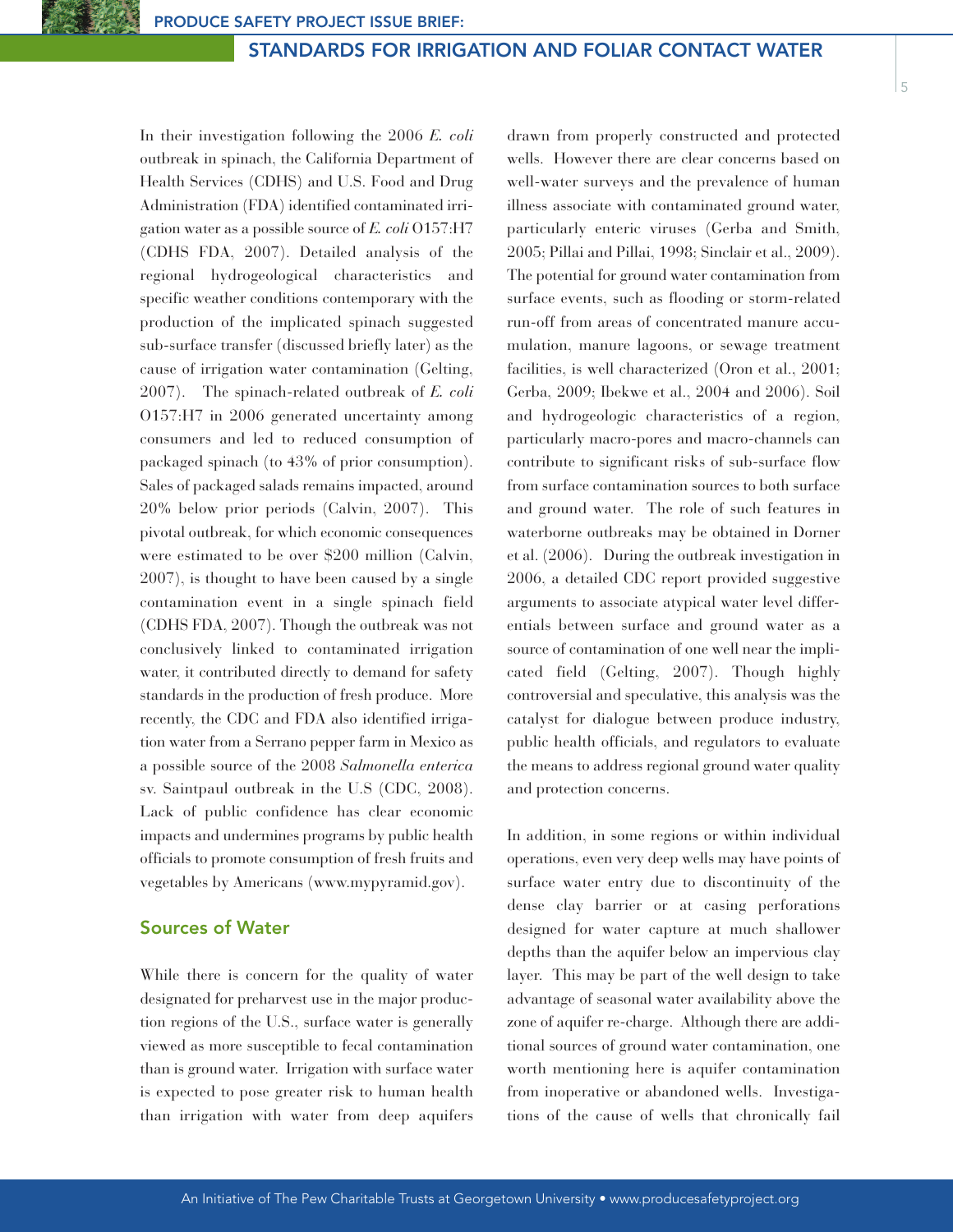In their investigation following the 2006 *E. coli* outbreak in spinach, the California Department of Health Services (CDHS) and U.S. Food and Drug Administration (FDA) identified contaminated irrigation water as a possible source of *E. coli* O157:H7 (CDHS FDA, 2007). Detailed analysis of the regional hydrogeological characteristics and specific weather conditions contemporary with the production of the implicated spinach suggested sub-surface transfer (discussed briefly later) as the cause of irrigation water contamination (Gelting, 2007). The spinach-related outbreak of *E. coli* O157:H7 in 2006 generated uncertainty among consumers and led to reduced consumption of packaged spinach (to 43% of prior consumption). Sales of packaged salads remains impacted, around 20% below prior periods (Calvin, 2007). This pivotal outbreak, for which economic consequences were estimated to be over $200 million (Calvin, 2007), is thought to have been caused by a single contamination event in a single spinach field (CDHS FDA, 2007). Though the outbreak was not conclusively linked to contaminated irrigation water, it contributed directly to demand for safety standards in the production of fresh produce. More recently, the CDC and FDA also identified irrigation water from a Serrano pepper farm in Mexico as a possible source of the 2008 *Salmonella enterica* sv. Saintpaul outbreak in the U.S (CDC, 2008). Lack of public confidence has clear economic impacts and undermines programs by public health officials to promote consumption of fresh fruits and vegetables by Americans (www.mypyramid.gov).

## Sources of Water

While there is concern for the quality of water designated for preharvest use in the major production regions of the U.S., surface water is generally viewed as more susceptible to fecal contamination than is ground water. Irrigation with surface water is expected to pose greater risk to human health than irrigation with water from deep aquifers drawn from properly constructed and protected wells. However there are clear concerns based on well-water surveys and the prevalence of human illness associate with contaminated ground water, particularly enteric viruses (Gerba and Smith, 2005; Pillai and Pillai, 1998; Sinclair et al., 2009). The potential for ground water contamination from surface events, such as flooding or storm-related run-off from areas of concentrated manure accumulation, manure lagoons, or sewage treatment facilities, is well characterized (Oron et al., 2001; Gerba, 2009; Ibekwe et al., 2004 and 2006). Soil and hydrogeologic characteristics of a region, particularly macro-pores and macro-channels can contribute to significant risks of sub-surface flow from surface contamination sources to both surface and ground water. The role of such features in waterborne outbreaks may be obtained in Dorner et al. (2006). During the outbreak investigation in 2006, a detailed CDC report provided suggestive arguments to associate atypical water level differentials between surface and ground water as a source of contamination of one well near the implicated field (Gelting, 2007). Though highly controversial and speculative, this analysis was the catalyst for dialogue between produce industry, public health officials, and regulators to evaluate the means to address regional ground water quality and protection concerns.

In addition, in some regions or within individual operations, even very deep wells may have points of surface water entry due to discontinuity of the dense clay barrier or at casing perforations designed for water capture at much shallower depths than the aquifer below an impervious clay layer. This may be part of the well design to take advantage of seasonal water availability above the zone of aquifer re-charge. Although there are additional sources of ground water contamination, one worth mentioning here is aquifer contamination from inoperative or abandoned wells. Investigations of the cause of wells that chronically fail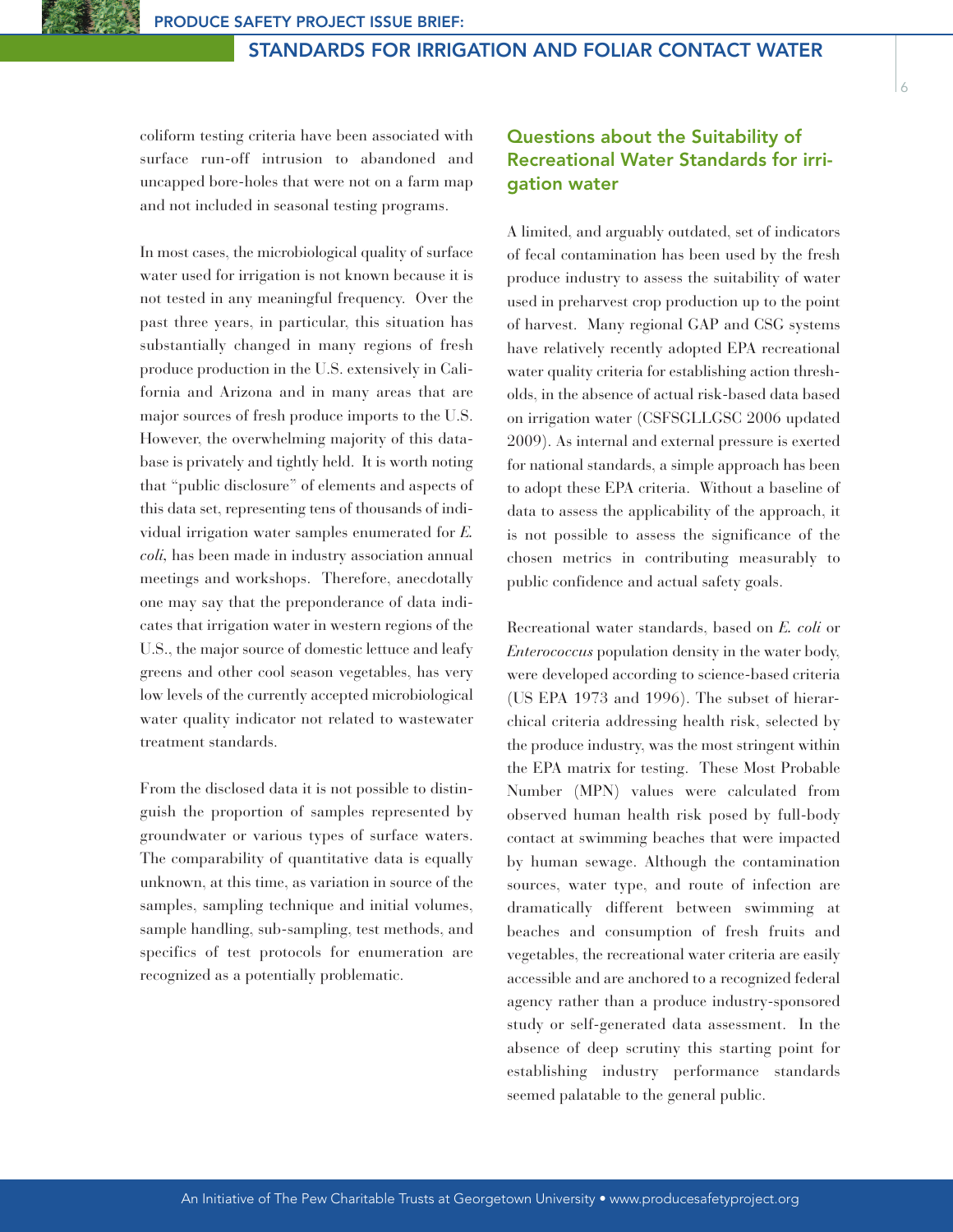coliform testing criteria have been associated with surface run-off intrusion to abandoned and uncapped bore-holes that were not on a farm map and not included in seasonal testing programs.

In most cases, the microbiological quality of surface water used for irrigation is not known because it is not tested in any meaningful frequency. Over the past three years, in particular, this situation has substantially changed in many regions of fresh produce production in the U.S. extensively in California and Arizona and in many areas that are major sources of fresh produce imports to the U.S. However, the overwhelming majority of this database is privately and tightly held. It is worth noting that "public disclosure" of elements and aspects of this data set, representing tens of thousands of individual irrigation water samples enumerated for *E. coli*, has been made in industry association annual meetings and workshops. Therefore, anecdotally one may say that the preponderance of data indicates that irrigation water in western regions of the U.S., the major source of domestic lettuce and leafy greens and other cool season vegetables, has very low levels of the currently accepted microbiological water quality indicator not related to wastewater treatment standards.

From the disclosed data it is not possible to distinguish the proportion of samples represented by groundwater or various types of surface waters. The comparability of quantitative data is equally unknown, at this time, as variation in source of the samples, sampling technique and initial volumes, sample handling, sub-sampling, test methods, and specifics of test protocols for enumeration are recognized as a potentially problematic.

## Questions about the Suitability of Recreational Water Standards for irrigation water

A limited, and arguably outdated, set of indicators of fecal contamination has been used by the fresh produce industry to assess the suitability of water used in preharvest crop production up to the point of harvest. Many regional GAP and CSG systems have relatively recently adopted EPA recreational water quality criteria for establishing action thresholds, in the absence of actual risk-based data based on irrigation water (CSFSGLLGSC 2006 updated 2009). As internal and external pressure is exerted for national standards, a simple approach has been to adopt these EPA criteria. Without a baseline of data to assess the applicability of the approach, it is not possible to assess the significance of the chosen metrics in contributing measurably to public confidence and actual safety goals.

Recreational water standards, based on *E. coli* or *Enterococcus* population density in the water body, were developed according to science-based criteria (US EPA 1973 and 1996). The subset of hierarchical criteria addressing health risk, selected by the produce industry, was the most stringent within the EPA matrix for testing. These Most Probable Number (MPN) values were calculated from observed human health risk posed by full-body contact at swimming beaches that were impacted by human sewage. Although the contamination sources, water type, and route of infection are dramatically different between swimming at beaches and consumption of fresh fruits and vegetables, the recreational water criteria are easily accessible and are anchored to a recognized federal agency rather than a produce industry-sponsored study or self-generated data assessment. In the absence of deep scrutiny this starting point for establishing industry performance standards seemed palatable to the general public.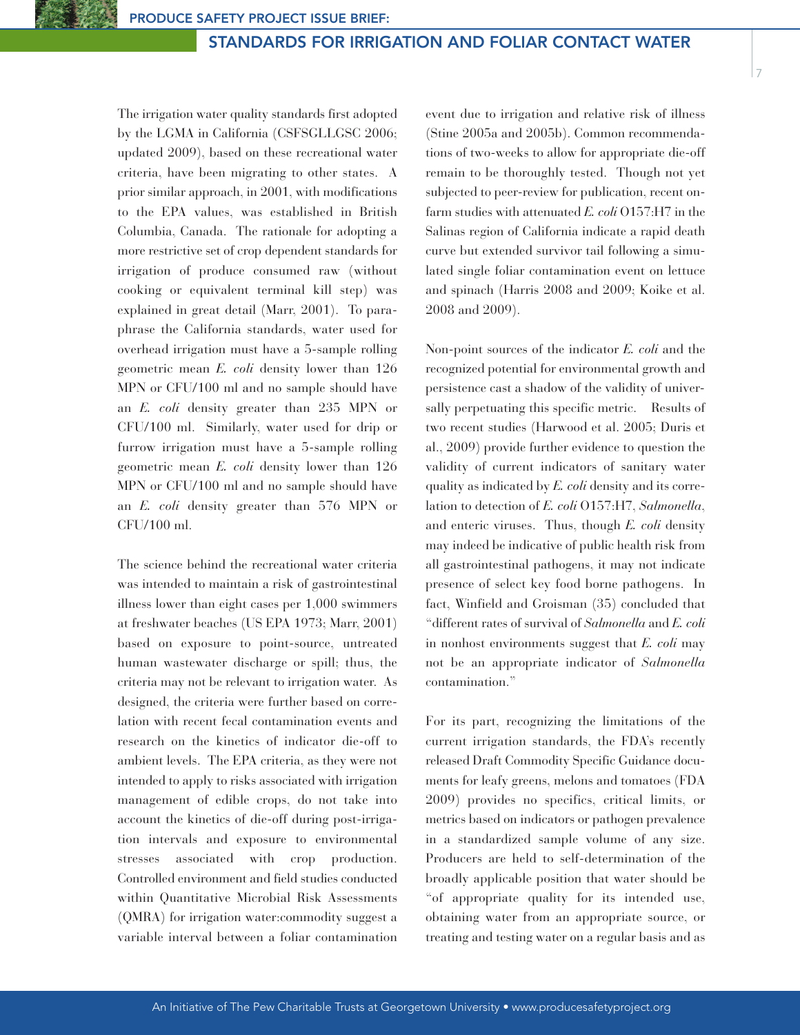The irrigation water quality standards first adopted by the LGMA in California (CSFSGLLGSC 2006; updated 2009), based on these recreational water criteria, have been migrating to other states. A prior similar approach, in 2001, with modifications to the EPA values, was established in British Columbia, Canada. The rationale for adopting a more restrictive set of crop dependent standards for irrigation of produce consumed raw (without cooking or equivalent terminal kill step) was explained in great detail (Marr, 2001). To paraphrase the California standards, water used for overhead irrigation must have a 5-sample rolling geometric mean *E. coli* density lower than 126 MPN or CFU/100 ml and no sample should have an *E. coli* density greater than 235 MPN or CFU/100 ml. Similarly, water used for drip or furrow irrigation must have a 5-sample rolling geometric mean *E. coli* density lower than 126 MPN or CFU/100 ml and no sample should have an *E. coli* density greater than 576 MPN or CFU/100 ml.

The science behind the recreational water criteria was intended to maintain a risk of gastrointestinal illness lower than eight cases per 1,000 swimmers at freshwater beaches (US EPA 1973; Marr, 2001) based on exposure to point-source, untreated human wastewater discharge or spill; thus, the criteria may not be relevant to irrigation water. As designed, the criteria were further based on correlation with recent fecal contamination events and research on the kinetics of indicator die-off to ambient levels. The EPA criteria, as they were not intended to apply to risks associated with irrigation management of edible crops, do not take into account the kinetics of die-off during post-irrigation intervals and exposure to environmental stresses associated with crop production. Controlled environment and field studies conducted within Quantitative Microbial Risk Assessments (QMRA) for irrigation water:commodity suggest a variable interval between a foliar contamination event due to irrigation and relative risk of illness (Stine 2005a and 2005b). Common recommendations of two-weeks to allow for appropriate die-off remain to be thoroughly tested. Though not yet subjected to peer-review for publication, recent on-farm studies with attenuated *E. coli* O157:H7 in the Salinas region of California indicate a rapid death curve but extended survivor tail following a simulated single foliar contamination event on lettuce and spinach (Harris 2008 and 2009; Koike et al. 2008 and 2009).

Non-point sources of the indicator *E. coli* and the recognized potential for environmental growth and persistence cast a shadow of the validity of universally perpetuating this specific metric. Results of two recent studies (Harwood et al. 2005; Duris et al., 2009) provide further evidence to question the validity of current indicators of sanitary water quality as indicated by *E. coli* density and its correlation to detection of *E. coli* O157:H7, *Salmonella*, and enteric viruses. Thus, though *E. coli* density may indeed be indicative of public health risk from all gastrointestinal pathogens, it may not indicate presence of select key food borne pathogens. In fact, Winfield and Groisman (35) concluded that "different rates of survival of *Salmonella* and *E. coli* in nonhost environments suggest that *E. coli* may not be an appropriate indicator of *Salmonella* contamination."

For its part, recognizing the limitations of the current irrigation standards, the FDA's recently released Draft Commodity Specific Guidance documents for leafy greens, melons and tomatoes (FDA 2009) provides no specifics, critical limits, or metrics based on indicators or pathogen prevalence in a standardized sample volume of any size. Producers are held to self-determination of the broadly applicable position that water should be "of appropriate quality for its intended use, obtaining water from an appropriate source, or treating and testing water on a regular basis and as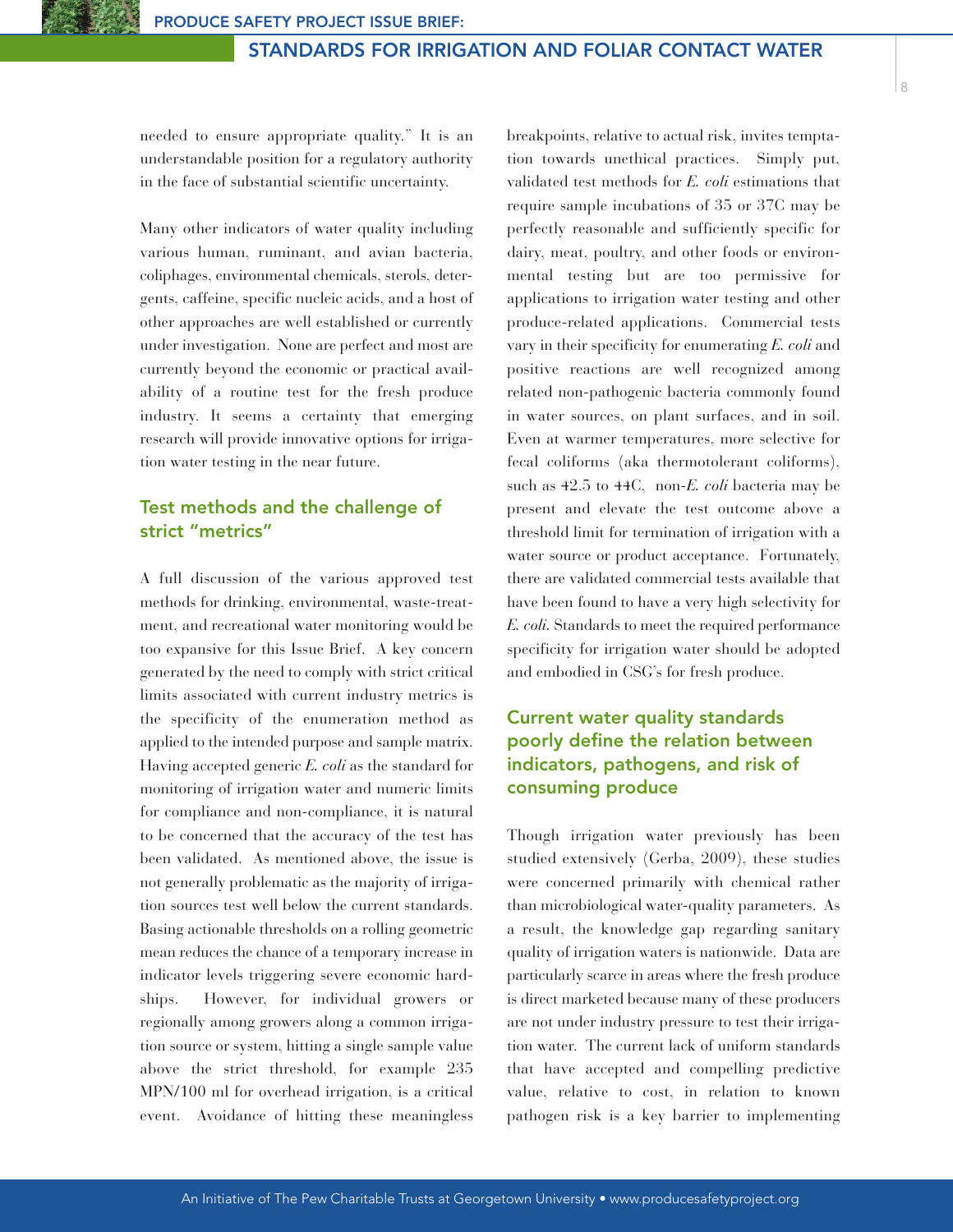needed to ensure appropriate quality." It is an understandable position for a regulatory authority in the face of substantial scientific uncertainty.

Many other indicators of water quality including various human, ruminant, and avian bacteria, coliphages, environmental chemicals, sterols, detergents, caffeine, specific nucleic acids, and a host of other approaches are well established or currently under investigation. None are perfect and most are currently beyond the economic or practical availability of a routine test for the fresh produce industry. It seems a certainty that emerging research will provide innovative options for irrigation water testing in the near future.

## Test methods and the challenge of strict "metrics"

A full discussion of the various approved test methods for drinking, environmental, waste-treatment, and recreational water monitoring would be too expansive for this Issue Brief. A key concern generated by the need to comply with strict critical limits associated with current industry metrics is the specificity of the enumeration method as applied to the intended purpose and sample matrix. Having accepted generic *E. coli* as the standard for monitoring of irrigation water and numeric limits for compliance and non-compliance, it is natural to be concerned that the accuracy of the test has been validated. As mentioned above, the issue is not generally problematic as the majority of irrigation sources test well below the current standards. Basing actionable thresholds on a rolling geometric mean reduces the chance of a temporary increase in indicator levels triggering severe economic hardships. However, for individual growers or regionally among growers along a common irrigation source or system, hitting a single sample value above the strict threshold, for example 235 MPN/100 ml for overhead irrigation, is a critical event. Avoidance of hitting these meaningless breakpoints, relative to actual risk, invites temptation towards unethical practices. Simply put, validated test methods for *E. coli* estimations that require sample incubations of 35 or 37C may be perfectly reasonable and sufficiently specific for dairy, meat, poultry, and other foods or environmental testing but are too permissive for applications to irrigation water testing and other produce-related applications. Commercial tests vary in their specificity for enumerating *E. coli* and positive reactions are well recognized among related non-pathogenic bacteria commonly found in water sources, on plant surfaces, and in soil. Even at warmer temperatures, more selective for fecal coliforms (aka thermotolerant coliforms), such as 42.5 to 44C, non-*E. coli* bacteria may be present and elevate the test outcome above a threshold limit for termination of irrigation with a water source or product acceptance. Fortunately, there are validated commercial tests available that have been found to have a very high selectivity for *E. coli*. Standards to meet the required performance specificity for irrigation water should be adopted and embodied in CSG's for fresh produce.

## Current water quality standards poorly define the relation between indicators, pathogens, and risk of consuming produce

Though irrigation water previously has been studied extensively (Gerba, 2009), these studies were concerned primarily with chemical rather than microbiological water-quality parameters. As a result, the knowledge gap regarding sanitary quality of irrigation waters is nationwide. Data are particularly scarce in areas where the fresh produce is direct marketed because many of these producers are not under industry pressure to test their irrigation water. The current lack of uniform standards that have accepted and compelling predictive value, relative to cost, in relation to known pathogen risk is a key barrier to implementing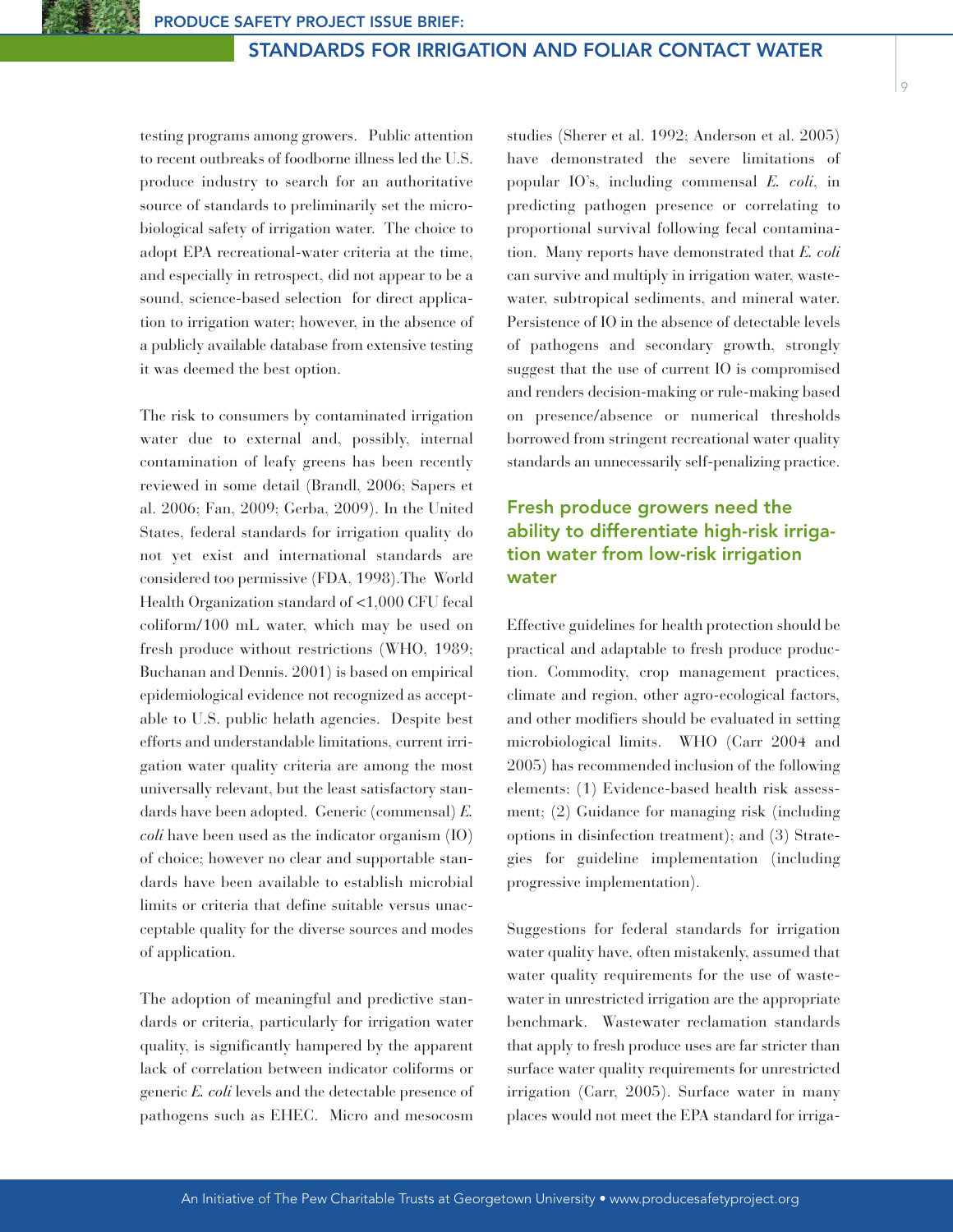testing programs among growers. Public attention to recent outbreaks of foodborne illness led the U.S. produce industry to search for an authoritative source of standards to preliminarily set the microbiological safety of irrigation water. The choice to adopt EPA recreational-water criteria at the time, and especially in retrospect, did not appear to be a sound, science-based selection for direct application to irrigation water; however, in the absence of a publicly available database from extensive testing it was deemed the best option.

The risk to consumers by contaminated irrigation water due to external and, possibly, internal contamination of leafy greens has been recently reviewed in some detail (Brandl, 2006; Sapers et al. 2006; Fan, 2009; Gerba, 2009). In the United States, federal standards for irrigation quality do not yet exist and international standards are considered too permissive (FDA, 1998).The World Health Organization standard of <1,000 CFU fecal coliform/100 mL water, which may be used on fresh produce without restrictions (WHO, 1989; Buchanan and Dennis. 2001) is based on empirical epidemiological evidence not recognized as acceptable to U.S. public helath agencies. Despite best efforts and understandable limitations, current irrigation water quality criteria are among the most universally relevant, but the least satisfactory standards have been adopted. Generic (commensal) *E. coli* have been used as the indicator organism (IO) of choice; however no clear and supportable standards have been available to establish microbial limits or criteria that define suitable versus unacceptable quality for the diverse sources and modes of application.

The adoption of meaningful and predictive standards or criteria, particularly for irrigation water quality, is significantly hampered by the apparent lack of correlation between indicator coliforms or generic *E. coli* levels and the detectable presence of pathogens such as EHEC. Micro and mesocosm studies (Sherer et al. 1992; Anderson et al. 2005) have demonstrated the severe limitations of popular IO's, including commensal *E. coli*, in predicting pathogen presence or correlating to proportional survival following fecal contamination. Many reports have demonstrated that *E. coli* can survive and multiply in irrigation water, wastewater, subtropical sediments, and mineral water. Persistence of IO in the absence of detectable levels of pathogens and secondary growth, strongly suggest that the use of current IO is compromised and renders decision-making or rule-making based on presence/absence or numerical thresholds borrowed from stringent recreational water quality standards an unnecessarily self-penalizing practice.

## Fresh produce growers need the ability to differentiate high-risk irrigation water from low-risk irrigation water

Effective guidelines for health protection should be practical and adaptable to fresh produce production. Commodity, crop management practices, climate and region, other agro-ecological factors, and other modifiers should be evaluated in setting microbiological limits. WHO (Carr 2004 and 2005) has recommended inclusion of the following elements: (1) Evidence-based health risk assessment; (2) Guidance for managing risk (including options in disinfection treatment); and (3) Strategies for guideline implementation (including progressive implementation).

Suggestions for federal standards for irrigation water quality have, often mistakenly, assumed that water quality requirements for the use of wastewater in unrestricted irrigation are the appropriate benchmark. Wastewater reclamation standards that apply to fresh produce uses are far stricter than surface water quality requirements for unrestricted irrigation (Carr, 2005). Surface water in many places would not meet the EPA standard for irriga-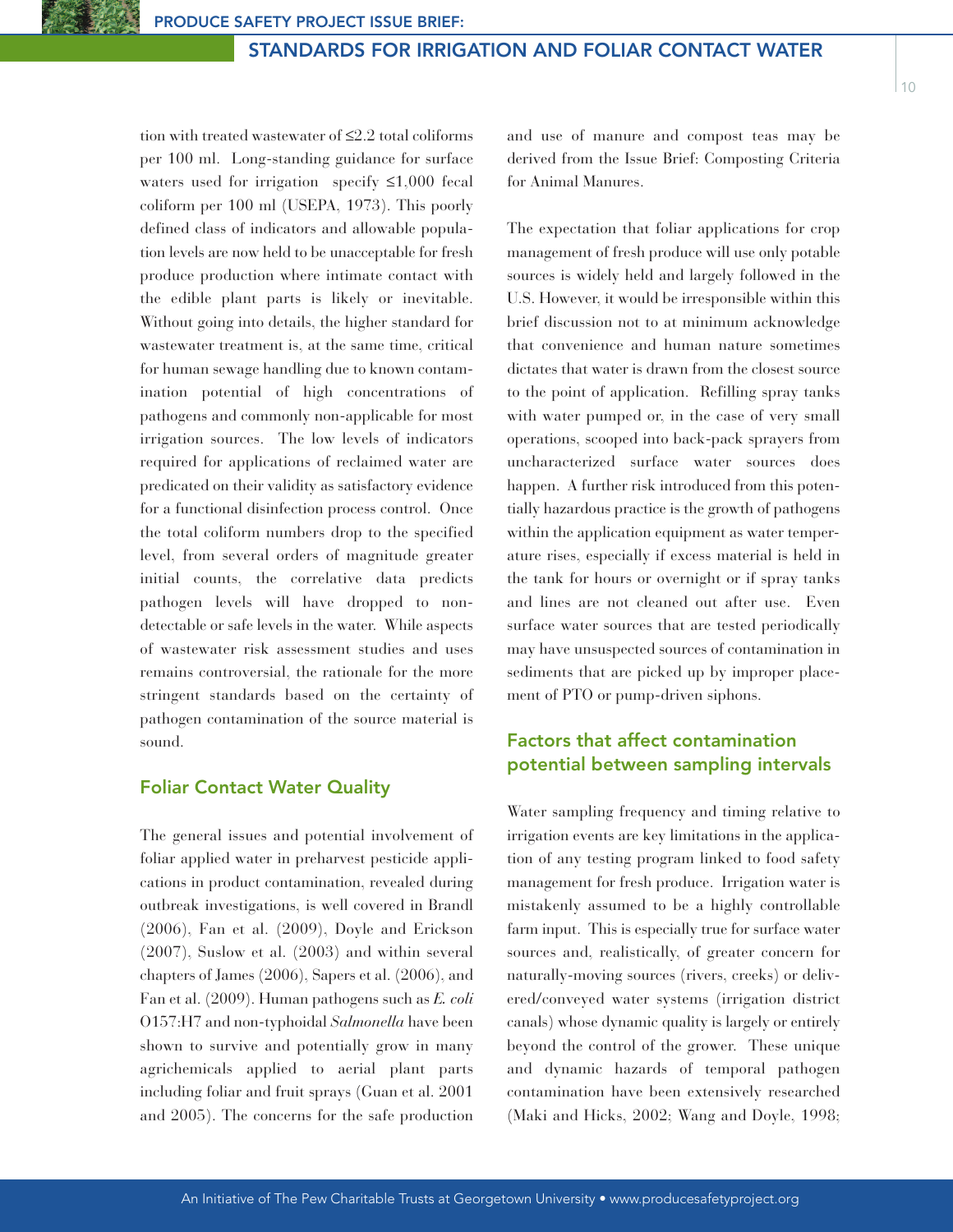tion with treated wastewater of ≤2.2 total coliforms per 100 ml. Long-standing guidance for surface waters used for irrigation specify ≤1,000 fecal coliform per 100 ml (USEPA, 1973). This poorly defined class of indicators and allowable population levels are now held to be unacceptable for fresh produce production where intimate contact with the edible plant parts is likely or inevitable. Without going into details, the higher standard for wastewater treatment is, at the same time, critical for human sewage handling due to known contamination potential of high concentrations of pathogens and commonly non-applicable for most irrigation sources. The low levels of indicators required for applications of reclaimed water are predicated on their validity as satisfactory evidence for a functional disinfection process control. Once the total coliform numbers drop to the specified level, from several orders of magnitude greater initial counts, the correlative data predicts pathogen levels will have dropped to non-detectable or safe levels in the water. While aspects of wastewater risk assessment studies and uses remains controversial, the rationale for the more stringent standards based on the certainty of pathogen contamination of the source material is sound.

## Foliar Contact Water Quality

The general issues and potential involvement of foliar applied water in preharvest pesticide applications in product contamination, revealed during outbreak investigations, is well covered in Brandl (2006), Fan et al. (2009), Doyle and Erickson (2007), Suslow et al. (2003) and within several chapters of James (2006), Sapers et al. (2006), and Fan et al. (2009). Human pathogens such as *E. coli* O157:H7 and non-typhoidal *Salmonella* have been shown to survive and potentially grow in many agrichemicals applied to aerial plant parts including foliar and fruit sprays (Guan et al. 2001 and 2005). The concerns for the safe production and use of manure and compost teas may be derived from the Issue Brief: Composting Criteria for Animal Manures.

The expectation that foliar applications for crop management of fresh produce will use only potable sources is widely held and largely followed in the U.S. However, it would be irresponsible within this brief discussion not to at minimum acknowledge that convenience and human nature sometimes dictates that water is drawn from the closest source to the point of application. Refilling spray tanks with water pumped or, in the case of very small operations, scooped into back-pack sprayers from uncharacterized surface water sources does happen. A further risk introduced from this potentially hazardous practice is the growth of pathogens within the application equipment as water temperature rises, especially if excess material is held in the tank for hours or overnight or if spray tanks and lines are not cleaned out after use. Even surface water sources that are tested periodically may have unsuspected sources of contamination in sediments that are picked up by improper placement of PTO or pump-driven siphons.

## Factors that affect contamination potential between sampling intervals

Water sampling frequency and timing relative to irrigation events are key limitations in the application of any testing program linked to food safety management for fresh produce. Irrigation water is mistakenly assumed to be a highly controllable farm input. This is especially true for surface water sources and, realistically, of greater concern for naturally-moving sources (rivers, creeks) or delivered/conveyed water systems (irrigation district canals) whose dynamic quality is largely or entirely beyond the control of the grower. These unique and dynamic hazards of temporal pathogen contamination have been extensively researched (Maki and Hicks, 2002; Wang and Doyle, 1998;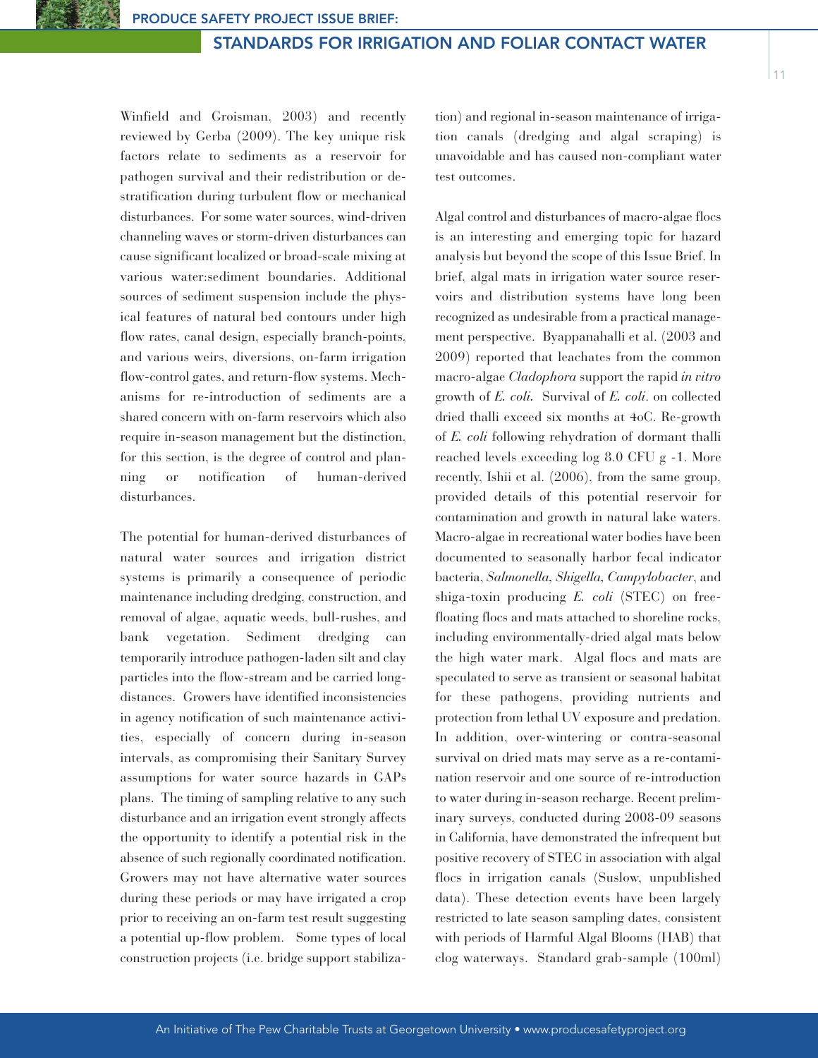Winfield and Groisman, 2003) and recently reviewed by Gerba (2009). The key unique risk factors relate to sediments as a reservoir for pathogen survival and their redistribution or de-stratification during turbulent flow or mechanical disturbances. For some water sources, wind-driven channeling waves or storm-driven disturbances can cause significant localized or broad-scale mixing at various water:sediment boundaries. Additional sources of sediment suspension include the physical features of natural bed contours under high flow rates, canal design, especially branch-points, and various weirs, diversions, on-farm irrigation flow-control gates, and return-flow systems. Mechanisms for re-introduction of sediments are a shared concern with on-farm reservoirs which also require in-season management but the distinction, for this section, is the degree of control and planning or notification of human-derived disturbances.

The potential for human-derived disturbances of natural water sources and irrigation district systems is primarily a consequence of periodic maintenance including dredging, construction, and removal of algae, aquatic weeds, bull-rushes, and bank vegetation. Sediment dredging can temporarily introduce pathogen-laden silt and clay particles into the flow-stream and be carried long-distances. Growers have identified inconsistencies in agency notification of such maintenance activities, especially of concern during in-season intervals, as compromising their Sanitary Survey assumptions for water source hazards in GAPs plans. The timing of sampling relative to any such disturbance and an irrigation event strongly affects the opportunity to identify a potential risk in the absence of such regionally coordinated notification. Growers may not have alternative water sources during these periods or may have irrigated a crop prior to receiving an on-farm test result suggesting a potential up-flow problem. Some types of local construction projects (i.e. bridge support stabilization) and regional in-season maintenance of irrigation canals (dredging and algal scraping) is unavoidable and has caused non-compliant water test outcomes.

Algal control and disturbances of macro-algae flocs is an interesting and emerging topic for hazard analysis but beyond the scope of this Issue Brief. In brief, algal mats in irrigation water source reservoirs and distribution systems have long been recognized as undesirable from a practical management perspective. Byappanahalli et al. (2003 and 2009) reported that leachates from the common macro-algae *Cladophora* support the rapid *in vitro* growth of *E. coli*. Survival of *E. coli*. on collected dried thalli exceed six months at 4oC. Re-growth of *E. coli* following rehydration of dormant thalli reached levels exceeding log 8.0 CFU g -1. More recently, Ishii et al. (2006), from the same group, provided details of this potential reservoir for contamination and growth in natural lake waters. Macro-algae in recreational water bodies have been documented to seasonally harbor fecal indicator bacteria, *Salmonella*, *Shigella*, *Campylobacter*, and shiga-toxin producing *E. coli* (STEC) on free-floating flocs and mats attached to shoreline rocks, including environmentally-dried algal mats below the high water mark. Algal flocs and mats are speculated to serve as transient or seasonal habitat for these pathogens, providing nutrients and protection from lethal UV exposure and predation. In addition, over-wintering or contra-seasonal survival on dried mats may serve as a re-contamination reservoir and one source of re-introduction to water during in-season recharge. Recent preliminary surveys, conducted during 2008-09 seasons in California, have demonstrated the infrequent but positive recovery of STEC in association with algal flocs in irrigation canals (Suslow, unpublished data). These detection events have been largely restricted to late season sampling dates, consistent with periods of Harmful Algal Blooms (HAB) that clog waterways. Standard grab-sample (100ml)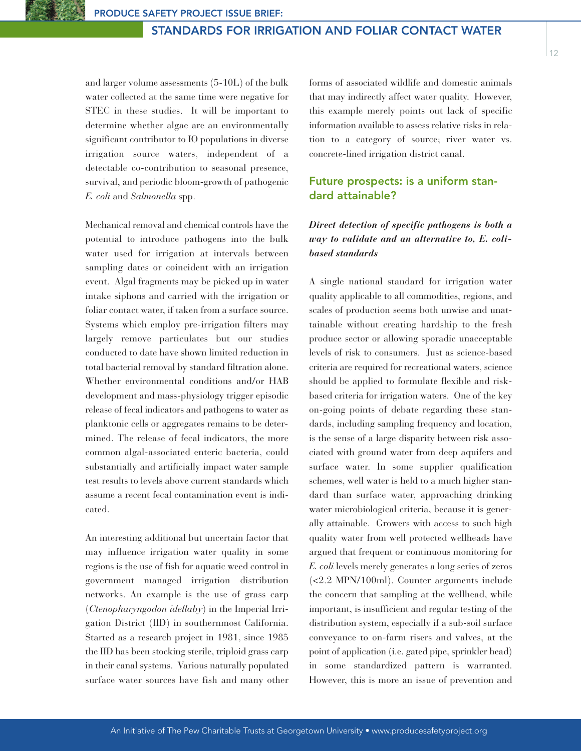and larger volume assessments (5-10L) of the bulk water collected at the same time were negative for STEC in these studies. It will be important to determine whether algae are an environmentally significant contributor to IO populations in diverse irrigation source waters, independent of a detectable co-contribution to seasonal presence, survival, and periodic bloom-growth of pathogenic *E. coli* and *Salmonella* spp.

Mechanical removal and chemical controls have the potential to introduce pathogens into the bulk water used for irrigation at intervals between sampling dates or coincident with an irrigation event. Algal fragments may be picked up in water intake siphons and carried with the irrigation or foliar contact water, if taken from a surface source. Systems which employ pre-irrigation filters may largely remove particulates but our studies conducted to date have shown limited reduction in total bacterial removal by standard filtration alone. Whether environmental conditions and/or HAB development and mass-physiology trigger episodic release of fecal indicators and pathogens to water as planktonic cells or aggregates remains to be determined. The release of fecal indicators, the more common algal-associated enteric bacteria, could substantially and artificially impact water sample test results to levels above current standards which assume a recent fecal contamination event is indicated.

An interesting additional but uncertain factor that may influence irrigation water quality in some regions is the use of fish for aquatic weed control in government managed irrigation distribution networks. An example is the use of grass carp (*Ctenopharyngodon idellaby*) in the Imperial Irrigation District (IID) in southernmost California. Started as a research project in 1981, since 1985 the IID has been stocking sterile, triploid grass carp in their canal systems. Various naturally populated surface water sources have fish and many other forms of associated wildlife and domestic animals that may indirectly affect water quality. However, this example merely points out lack of specific information available to assess relative risks in relation to a category of source; river water vs. concrete-lined irrigation district canal.

## Future prospects: is a uniform standard attainable?

***Direct detection of specific pathogens is both a way to validate and an alternative to, E. coli-based standards***

A single national standard for irrigation water quality applicable to all commodities, regions, and scales of production seems both unwise and unattainable without creating hardship to the fresh produce sector or allowing sporadic unacceptable levels of risk to consumers. Just as science-based criteria are required for recreational waters, science should be applied to formulate flexible and risk-based criteria for irrigation waters. One of the key on-going points of debate regarding these standards, including sampling frequency and location, is the sense of a large disparity between risk associated with ground water from deep aquifers and surface water. In some supplier qualification schemes, well water is held to a much higher standard than surface water, approaching drinking water microbiological criteria, because it is generally attainable. Growers with access to such high quality water from well protected wellheads have argued that frequent or continuous monitoring for *E. coli* levels merely generates a long series of zeros (<2.2 MPN/100ml). Counter arguments include the concern that sampling at the wellhead, while important, is insufficient and regular testing of the distribution system, especially if a sub-soil surface conveyance to on-farm risers and valves, at the point of application (i.e. gated pipe, sprinkler head) in some standardized pattern is warranted. However, this is more an issue of prevention and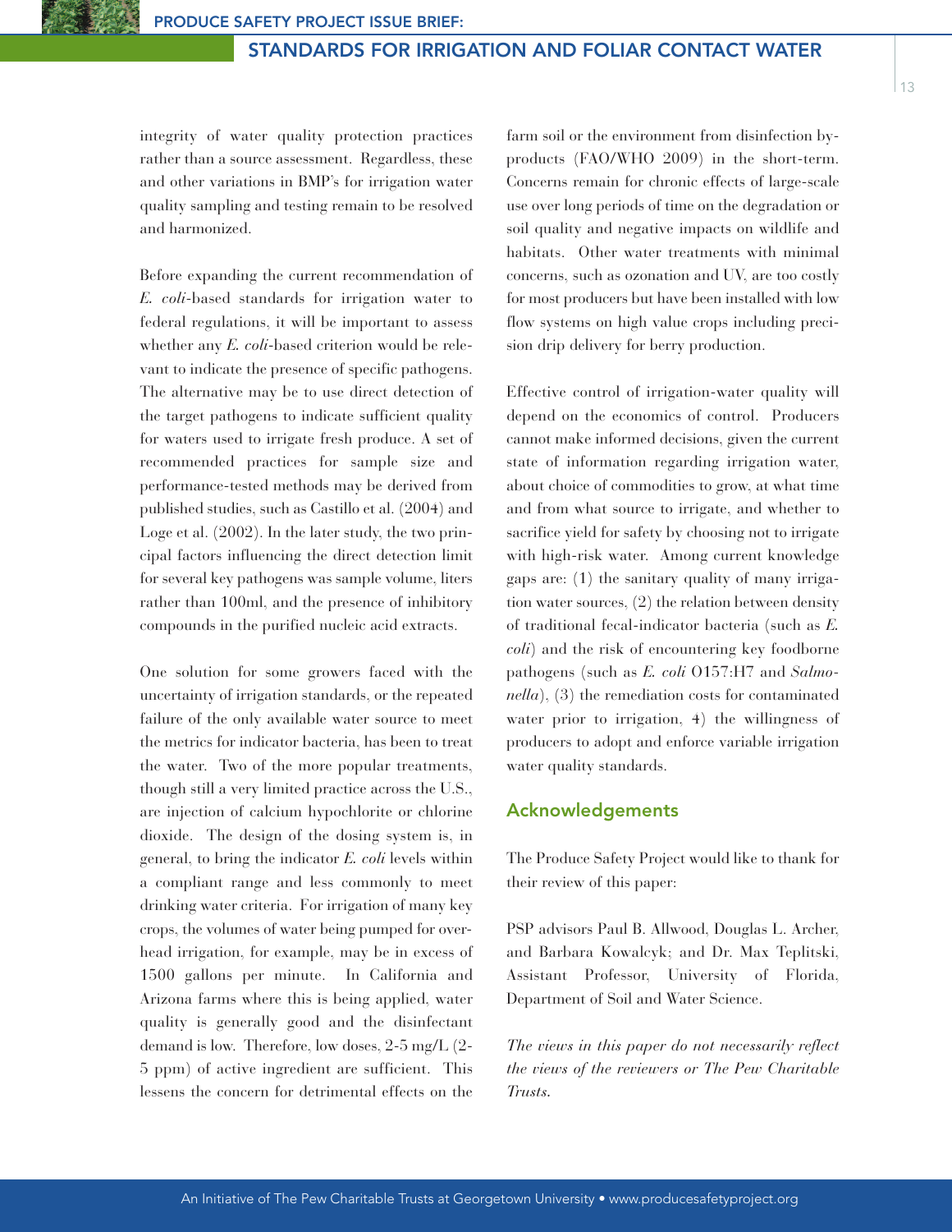integrity of water quality protection practices rather than a source assessment. Regardless, these and other variations in BMP's for irrigation water quality sampling and testing remain to be resolved and harmonized.

Before expanding the current recommendation of *E. coli*-based standards for irrigation water to federal regulations, it will be important to assess whether any *E. coli*-based criterion would be relevant to indicate the presence of specific pathogens. The alternative may be to use direct detection of the target pathogens to indicate sufficient quality for waters used to irrigate fresh produce. A set of recommended practices for sample size and performance-tested methods may be derived from published studies, such as Castillo et al. (2004) and Loge et al. (2002). In the later study, the two principal factors influencing the direct detection limit for several key pathogens was sample volume, liters rather than 100ml, and the presence of inhibitory compounds in the purified nucleic acid extracts.

One solution for some growers faced with the uncertainty of irrigation standards, or the repeated failure of the only available water source to meet the metrics for indicator bacteria, has been to treat the water. Two of the more popular treatments, though still a very limited practice across the U.S., are injection of calcium hypochlorite or chlorine dioxide. The design of the dosing system is, in general, to bring the indicator *E. coli* levels within a compliant range and less commonly to meet drinking water criteria. For irrigation of many key crops, the volumes of water being pumped for overhead irrigation, for example, may be in excess of 1500 gallons per minute. In California and Arizona farms where this is being applied, water quality is generally good and the disinfectant demand is low. Therefore, low doses, 2-5 mg/L (2-5 ppm) of active ingredient are sufficient. This lessens the concern for detrimental effects on the farm soil or the environment from disinfection by-products (FAO/WHO 2009) in the short-term. Concerns remain for chronic effects of large-scale use over long periods of time on the degradation or soil quality and negative impacts on wildlife and habitats. Other water treatments with minimal concerns, such as ozonation and UV, are too costly for most producers but have been installed with low flow systems on high value crops including precision drip delivery for berry production.

Effective control of irrigation-water quality will depend on the economics of control. Producers cannot make informed decisions, given the current state of information regarding irrigation water, about choice of commodities to grow, at what time and from what source to irrigate, and whether to sacrifice yield for safety by choosing not to irrigate with high-risk water. Among current knowledge gaps are: (1) the sanitary quality of many irrigation water sources, (2) the relation between density of traditional fecal-indicator bacteria (such as *E. coli*) and the risk of encountering key foodborne pathogens (such as *E. coli* O157:H7 and *Salmonella*), (3) the remediation costs for contaminated water prior to irrigation, 4) the willingness of producers to adopt and enforce variable irrigation water quality standards.

## Acknowledgements

The Produce Safety Project would like to thank for their review of this paper:

PSP advisors Paul B. Allwood, Douglas L. Archer, and Barbara Kowalcyk; and Dr. Max Teplitski, Assistant Professor, University of Florida, Department of Soil and Water Science.

*The views in this paper do not necessarily reflect the views of the reviewers or The Pew Charitable Trusts.*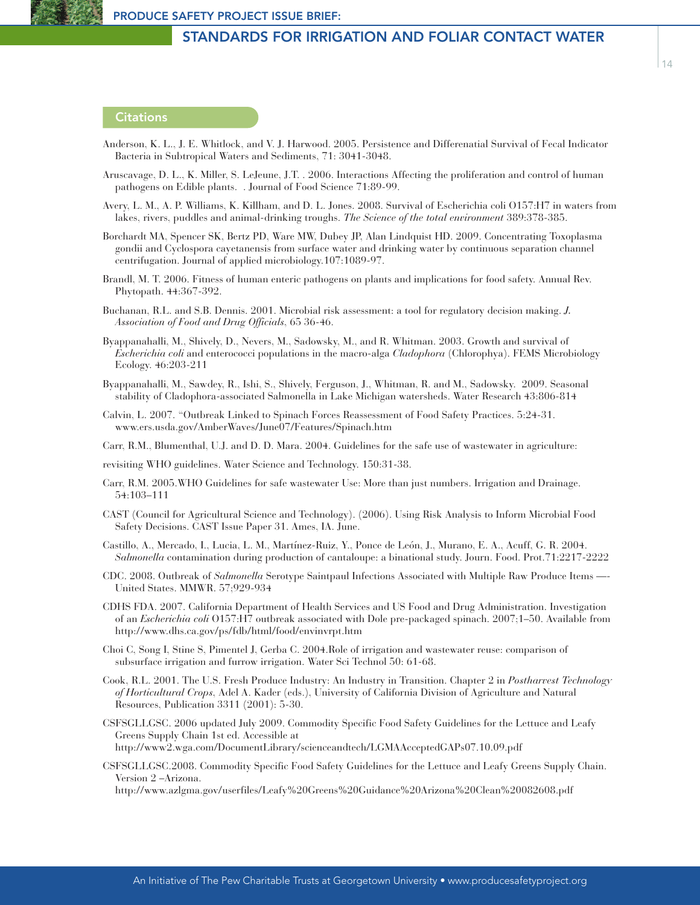## Citations

Anderson, K. L., J. E. Whitlock, and V. J. Harwood. 2005. Persistence and Differenatial Survival of Fecal Indicator Bacteria in Subtropical Waters and Sediments, 71: 3041-3048.

Aruscavage, D. L., K. Miller, S. LeJeune, J.T. . 2006. Interactions Affecting the proliferation and control of human pathogens on Edible plants. . Journal of Food Science 71:89-99.

Avery, L. M., A. P. Williams, K. Killham, and D. L. Jones. 2008. Survival of Escherichia coli O157:H7 in waters from lakes, rivers, puddles and animal-drinking troughs. *The Science of the total environment* 389:378-385.

Borchardt MA, Spencer SK, Bertz PD, Ware MW, Dubey JP, Alan Lindquist HD. 2009. Concentrating Toxoplasma gondii and Cyclospora cayetanensis from surface water and drinking water by continuous separation channel centrifugation. Journal of applied microbiology.107:1089-97.

Brandl, M. T. 2006. Fitness of human enteric pathogens on plants and implications for food safety. Annual Rev. Phytopath. 44:367-392.

Buchanan, R.L. and S.B. Dennis. 2001. Microbial risk assessment: a tool for regulatory decision making. *J. Association of Food and Drug Officials*. 65 36-46.

Byappanahalli, M., Shively, D., Nevers, M., Sadowsky, M., and R. Whitman. 2003. Growth and survival of *Escherichia coli* and enterococci populations in the macro-alga *Cladophora* (Chlorophya). FEMS Microbiology Ecology. 46:203-211

Byappanahalli, M., Sawdey, R., Ishi, S., Shively, Ferguson, J., Whitman, R. and M., Sadowsky. 2009. Seasonal stability of Cladophora-associated Salmonella in Lake Michigan watersheds. Water Research 43:806-814

Calvin, L. 2007. "Outbreak Linked to Spinach Forces Reassessment of Food Safety Practices. 5:24-31. www.ers.usda.gov/AmberWaves/June07/Features/Spinach.htm

Carr, R.M., Blumenthal, U.J. and D. D. Mara. 2004. Guidelines for the safe use of wastewater in agriculture:

revisiting WHO guidelines. Water Science and Technology. 150:31-38.

Carr, R.M. 2005.WHO Guidelines for safe wastewater Use: More than just numbers. Irrigation and Drainage. 54:103–111

CAST (Council for Agricultural Science and Technology). (2006). Using Risk Analysis to Inform Microbial Food Safety Decisions. CAST Issue Paper 31. Ames, IA. June.

Castillo, A., Mercado, I., Lucia, L. M., Martínez-Ruiz, Y., Ponce de León, J., Murano, E. A., Acuff, G. R. 2004. *Salmonella* contamination during production of cantaloupe: a binational study. Journ. Food. Prot.71:2217-2222

CDC. 2008. Outbreak of *Salmonella* Serotype Saintpaul Infections Associated with Multiple Raw Produce Items —- United States. MMWR. 57;929-934

CDHS FDA. 2007. California Department of Health Services and US Food and Drug Administration. Investigation of an *Escherichia coli* O157:H7 outbreak associated with Dole pre-packaged spinach. 2007;1–50. Available from http://www.dhs.ca.gov/ps/fdb/html/food/envinvrpt.htm

Choi C, Song I, Stine S, Pimentel J, Gerba C. 2004.Role of irrigation and wastewater reuse: comparison of subsurface irrigation and furrow irrigation. Water Sci Technol 50: 61-68.

Cook, R.L. 2001. The U.S. Fresh Produce Industry: An Industry in Transition. Chapter 2 in *Postharvest Technology of Horticultural Crops*, Adel A. Kader (eds.), University of California Division of Agriculture and Natural Resources, Publication 3311 (2001): 5-30.

CSFSGLLGSC. 2006 updated July 2009. Commodity Specific Food Safety Guidelines for the Lettuce and Leafy Greens Supply Chain 1st ed. Accessible at http://www2.wga.com/DocumentLibrary/scienceandtech/LGMAAcceptedGAPs07.10.09.pdf

CSFSGLLGSC.2008. Commodity Specific Food Safety Guidelines for the Lettuce and Leafy Greens Supply Chain. Version 2 –Arizona. http://www.azlgma.gov/userfiles/Leafy%20Greens%20Guidance%20Arizona%20Clean%20082608.pdf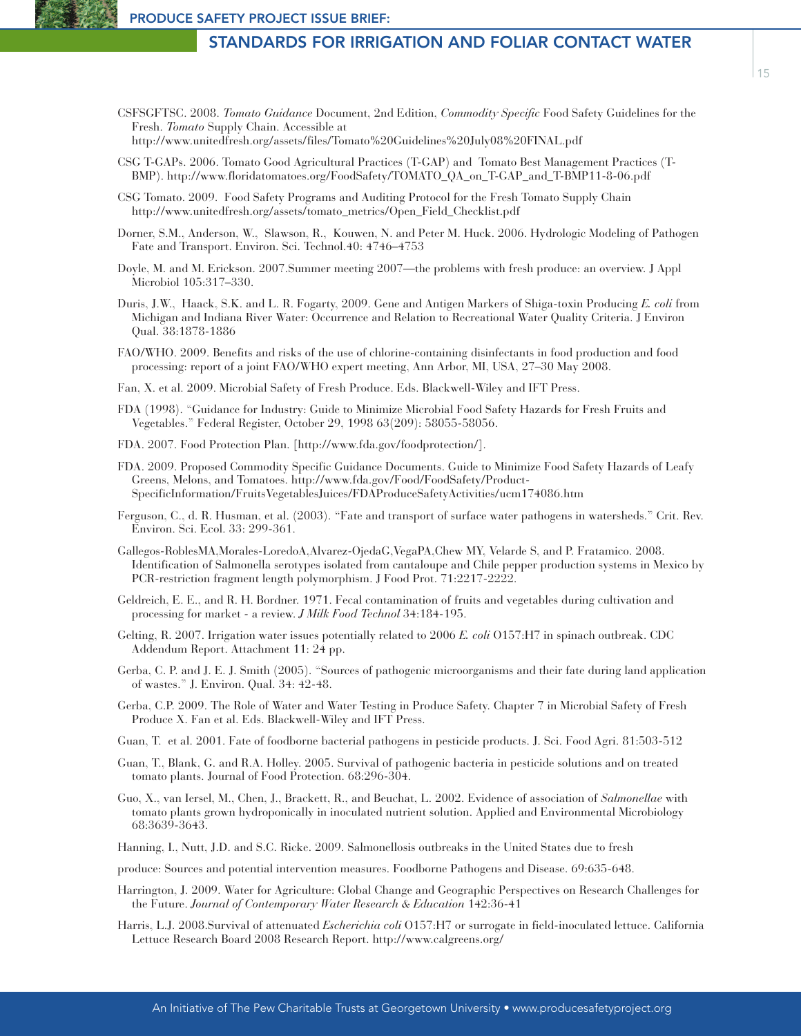CSFSGFTSC. 2008. *Tomato Guidance* Document, 2nd Edition, *Commodity Specific* Food Safety Guidelines for the Fresh. *Tomato* Supply Chain. Accessible at http://www.unitedfresh.org/assets/files/Tomato%20Guidelines%20July08%20FINAL.pdf

CSG T-GAPs. 2006. Tomato Good Agricultural Practices (T-GAP) and Tomato Best Management Practices (T-BMP). http://www.floridatomatoes.org/FoodSafety/TOMATO_QA_on_T-GAP_and_T-BMP11-8-06.pdf

CSG Tomato. 2009. Food Safety Programs and Auditing Protocol for the Fresh Tomato Supply Chain http://www.unitedfresh.org/assets/tomato_metrics/Open_Field_Checklist.pdf

Dorner, S.M., Anderson, W., Slawson, R., Kouwen, N. and Peter M. Huck. 2006. Hydrologic Modeling of Pathogen Fate and Transport. Environ. Sci. Technol.40: 4746–4753

Doyle, M. and M. Erickson. 2007.Summer meeting 2007—the problems with fresh produce: an overview. J Appl Microbiol 105:317–330.

Duris, J.W., Haack, S.K. and L. R. Fogarty. 2009. Gene and Antigen Markers of Shiga-toxin Producing *E. coli* from Michigan and Indiana River Water: Occurrence and Relation to Recreational Water Quality Criteria. J Environ Qual. 38:1878-1886

FAO/WHO. 2009. Benefits and risks of the use of chlorine-containing disinfectants in food production and food processing: report of a joint FAO/WHO expert meeting, Ann Arbor, MI, USA, 27–30 May 2008.

Fan, X. et al. 2009. Microbial Safety of Fresh Produce. Eds. Blackwell-Wiley and IFT Press.

FDA (1998). "Guidance for Industry: Guide to Minimize Microbial Food Safety Hazards for Fresh Fruits and Vegetables." Federal Register, October 29, 1998 63(209): 58055-58056.

FDA. 2007. Food Protection Plan. [http://www.fda.gov/foodprotection/].

FDA. 2009. Proposed Commodity Specific Guidance Documents. Guide to Minimize Food Safety Hazards of Leafy Greens, Melons, and Tomatoes. http://www.fda.gov/Food/FoodSafety/Product-SpecificInformation/FruitsVegetablesJuices/FDAProduceSafetyActivities/ucm174086.htm

Ferguson, C., d. R. Husman, et al. (2003). "Fate and transport of surface water pathogens in watersheds." Crit. Rev. Environ. Sci. Ecol. 33: 299-361.

Gallegos-RoblesMA,Morales-LoredoA,Alvarez-OjedaG,VegaPA,Chew MY, Velarde S, and P. Fratamico. 2008. Identification of Salmonella serotypes isolated from cantaloupe and Chile pepper production systems in Mexico by PCR-restriction fragment length polymorphism. J Food Prot. 71:2217-2222.

Geldreich, E. E., and R. H. Bordner. 1971. Fecal contamination of fruits and vegetables during cultivation and processing for market - a review. *J Milk Food Technol* 34:184-195.

Gelting, R. 2007. Irrigation water issues potentially related to 2006 *E. coli* O157:H7 in spinach outbreak. CDC Addendum Report. Attachment 11: 24 pp.

Gerba, C. P. and J. E. J. Smith (2005). "Sources of pathogenic microorganisms and their fate during land application of wastes." J. Environ. Qual. 34: 42-48.

Gerba, C.P. 2009. The Role of Water and Water Testing in Produce Safety. Chapter 7 in Microbial Safety of Fresh Produce X. Fan et al. Eds. Blackwell-Wiley and IFT Press.

Guan, T. et al. 2001. Fate of foodborne bacterial pathogens in pesticide products. J. Sci. Food Agri. 81:503-512

Guan, T., Blank, G. and R.A. Holley. 2005. Survival of pathogenic bacteria in pesticide solutions and on treated tomato plants. Journal of Food Protection. 68:296-304.

Guo, X., van Iersel, M., Chen, J., Brackett, R., and Beuchat, L. 2002. Evidence of association of *Salmonellae* with tomato plants grown hydroponically in inoculated nutrient solution. Applied and Environmental Microbiology 68:3639-3643.

Hanning, I., Nutt, J.D. and S.C. Ricke. 2009. Salmonellosis outbreaks in the United States due to fresh

produce: Sources and potential intervention measures. Foodborne Pathogens and Disease. 69:635-648.

Harrington, J. 2009. Water for Agriculture: Global Change and Geographic Perspectives on Research Challenges for the Future. *Journal of Contemporary Water Research & Education* 142:36-41

Harris, L.J. 2008.Survival of attenuated *Escherichia coli* O157:H7 or surrogate in field-inoculated lettuce. California Lettuce Research Board 2008 Research Report. http://www.calgreens.org/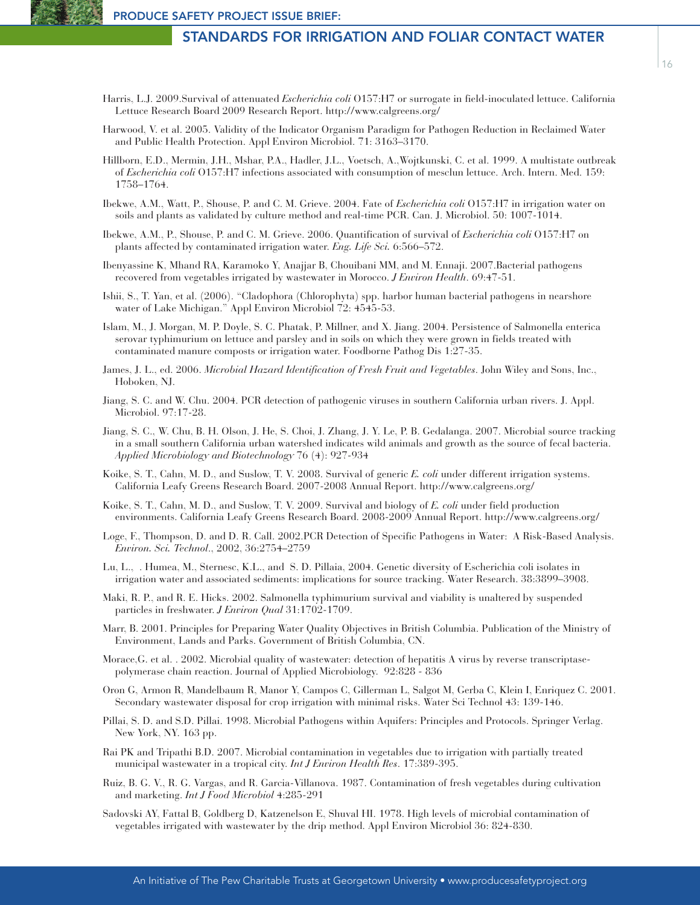Harris, L.J. 2009.Survival of attenuated *Escherichia coli* O157:H7 or surrogate in field-inoculated lettuce. California Lettuce Research Board 2009 Research Report. http://www.calgreens.org/

Harwood, V. et al. 2005. Validity of the Indicator Organism Paradigm for Pathogen Reduction in Reclaimed Water and Public Health Protection. Appl Environ Microbiol. 71: 3163–3170.

Hillborn, E.D., Mermin, J.H., Mshar, P.A., Hadler, J.L., Voetsch, A.,Wojtkunski, C. et al. 1999. A multistate outbreak of *Escherichia coli* O157:H7 infections associated with consumption of mesclun lettuce. Arch. Intern. Med. 159: 1758–1764.

Ibekwe, A.M., Watt, P., Shouse, P. and C. M. Grieve. 2004. Fate of *Escherichia coli* O157:H7 in irrigation water on soils and plants as validated by culture method and real-time PCR. Can. J. Microbiol. 50: 1007-1014.

Ibekwe, A.M., P., Shouse, P. and C. M. Grieve. 2006. Quantification of survival of *Escherichia coli* O157:H7 on plants affected by contaminated irrigation water. *Eng. Life Sci.* 6:566–572.

Ibenyassine K, Mhand RA, Karamoko Y, Anajjar B, Chouibani MM, and M. Ennaji. 2007.Bacterial pathogens recovered from vegetables irrigated by wastewater in Morocco. *J Environ Health*. 69:47-51.

Ishii, S., T. Yan, et al. (2006). "Cladophora (Chlorophyta) spp. harbor human bacterial pathogens in nearshore water of Lake Michigan." Appl Environ Microbiol 72: 4545-53.

Islam, M., J. Morgan, M. P. Doyle, S. C. Phatak, P. Millner, and X. Jiang. 2004. Persistence of Salmonella enterica serovar typhimurium on lettuce and parsley and in soils on which they were grown in fields treated with contaminated manure composts or irrigation water. Foodborne Pathog Dis 1:27-35.

James, J. L., ed. 2006. *Microbial Hazard Identification of Fresh Fruit and Vegetables*. John Wiley and Sons, Inc., Hoboken, NJ.

Jiang, S. C. and W. Chu. 2004. PCR detection of pathogenic viruses in southern California urban rivers. J. Appl. Microbiol. 97:17-28.

Jiang, S. C., W. Chu, B. H. Olson, J. He, S. Choi, J. Zhang, J. Y. Le, P. B. Gedalanga. 2007. Microbial source tracking in a small southern California urban watershed indicates wild animals and growth as the source of fecal bacteria. *Applied Microbiology and Biotechnology* 76 (4): 927-934

Koike, S. T., Cahn, M. D., and Suslow, T. V. 2008. Survival of generic *E. coli* under different irrigation systems. California Leafy Greens Research Board. 2007-2008 Annual Report. http://www.calgreens.org/

Koike, S. T., Cahn, M. D., and Suslow, T. V. 2009. Survival and biology of *E. coli* under field production environments. California Leafy Greens Research Board. 2008-2009 Annual Report. http://www.calgreens.org/

Loge, F., Thompson, D. and D. R. Call. 2002.PCR Detection of Specific Pathogens in Water: A Risk-Based Analysis. *Environ. Sci. Technol.*, 2002, 36:2754–2759

Lu, L., . Humea, M., Sternesc, K.L., and S. D. Pillaia, 2004. Genetic diversity of Escherichia coli isolates in irrigation water and associated sediments: implications for source tracking. Water Research. 38:3899–3908.

Maki, R. P., and R. E. Hicks. 2002. Salmonella typhimurium survival and viability is unaltered by suspended particles in freshwater. *J Environ Qual* 31:1702-1709.

Marr, B. 2001. Principles for Preparing Water Quality Objectives in British Columbia. Publication of the Ministry of Environment, Lands and Parks. Government of British Columbia, CN.

Morace,G. et al. . 2002. Microbial quality of wastewater: detection of hepatitis A virus by reverse transcriptase-polymerase chain reaction. Journal of Applied Microbiology. 92:828 - 836

Oron G, Armon R, Mandelbaum R, Manor Y, Campos C, Gillerman L, Salgot M, Gerba C, Klein I, Enriquez C. 2001. Secondary wastewater disposal for crop irrigation with minimal risks. Water Sci Technol 43: 139-146.

Pillai, S. D. and S.D. Pillai. 1998. Microbial Pathogens within Aquifers: Principles and Protocols. Springer Verlag. New York, NY. 163 pp.

Rai PK and Tripathi B.D. 2007. Microbial contamination in vegetables due to irrigation with partially treated municipal wastewater in a tropical city. *Int J Environ Health Res*. 17:389-395.

Ruiz, B. G. V., R. G. Vargas, and R. Garcia-Villanova. 1987. Contamination of fresh vegetables during cultivation and marketing. *Int J Food Microbiol* 4:285-291

Sadovski AY, Fattal B, Goldberg D, Katzenelson E, Shuval HI. 1978. High levels of microbial contamination of vegetables irrigated with wastewater by the drip method. Appl Environ Microbiol 36: 824-830.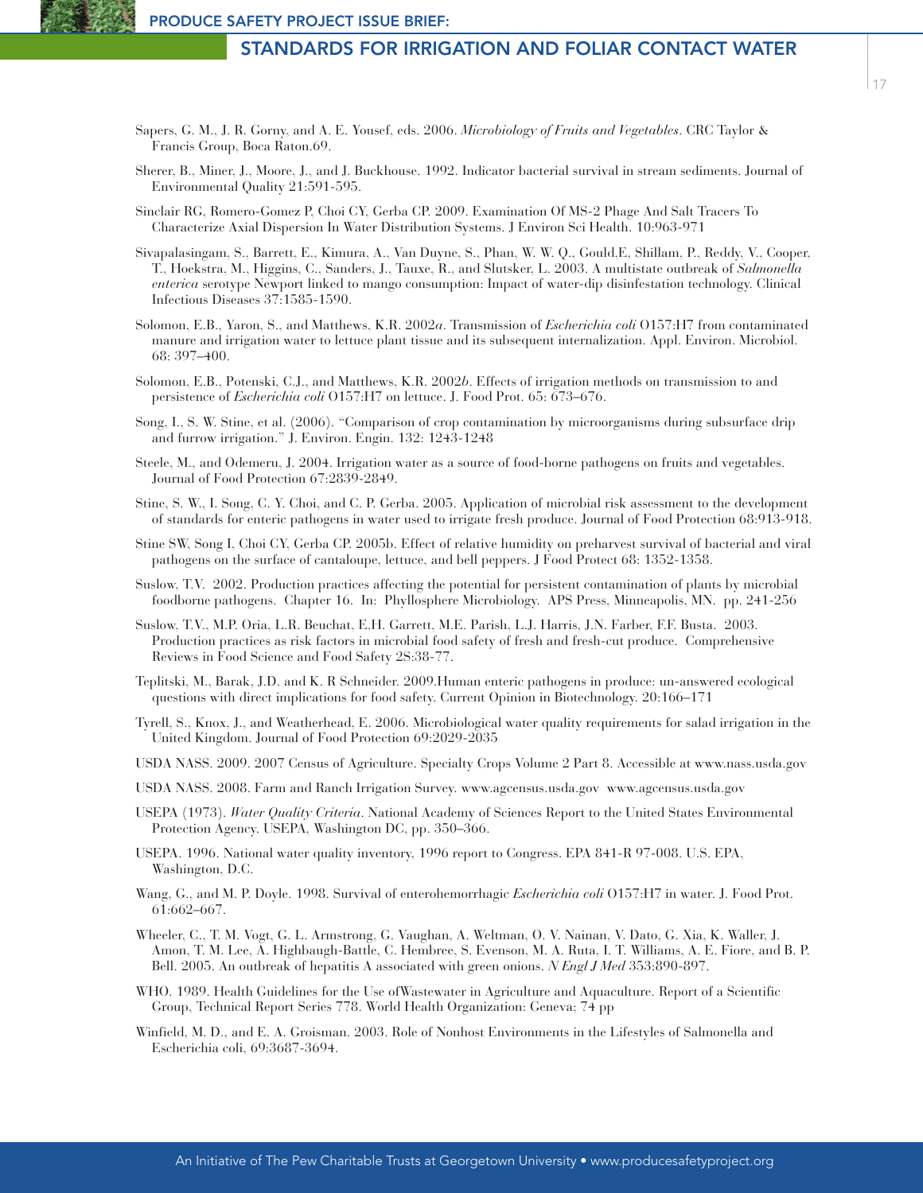Sapers, G. M., J. R. Gorny, and A. E. Yousef, eds. 2006. *Microbiology of Fruits and Vegetables*. CRC Taylor & Francis Group, Boca Raton.69.

Sherer, B., Miner, J., Moore, J., and J. Buckhouse. 1992. Indicator bacterial survival in stream sediments. Journal of Environmental Quality 21:591-595.

Sinclair RG, Romero-Gomez P, Choi CY, Gerba CP. 2009. Examination Of MS-2 Phage And Salt Tracers To Characterize Axial Dispersion In Water Distribution Systems. J Environ Sci Health. 10:963-971

Sivapalasingam, S., Barrett, E., Kimura, A., Van Duyne, S., Phan, W. W. Q., Gould,E., Shillam, P., Reddy, V., Cooper, T., Hoekstra, M., Higgins, C., Sanders, J., Tauxe, R., and Slutsker, L. 2003. A multistate outbreak of *Salmonella enterica* serotype Newport linked to mango consumption: Impact of water-dip disinfestation technology. Clinical Infectious Diseases 37:1585-1590.

Solomon, E.B., Yaron, S., and Matthews, K.R. 2002*a*. Transmission of *Escherichia coli* O157:H7 from contaminated manure and irrigation water to lettuce plant tissue and its subsequent internalization. Appl. Environ. Microbiol. 68: 397–400.

Solomon, E.B., Potenski, C.J., and Matthews, K.R. 2002*b*. Effects of irrigation methods on transmission to and persistence of *Escherichia coli* O157:H7 on lettuce. J. Food Prot. 65: 673–676.

Song, I., S. W. Stine, et al. (2006). "Comparison of crop contamination by microorganisms during subsurface drip and furrow irrigation." J. Environ. Engin. 132: 1243-1248

Steele, M., and Odemeru, J. 2004. Irrigation water as a source of food-borne pathogens on fruits and vegetables. Journal of Food Protection 67:2839-2849.

Stine, S. W., I. Song, C. Y. Choi, and C. P. Gerba. 2005. Application of microbial risk assessment to the development of standards for enteric pathogens in water used to irrigate fresh produce. Journal of Food Protection 68:913-918.

Stine SW, Song I, Choi CY, Gerba CP. 2005b. Effect of relative humidity on preharvest survival of bacterial and viral pathogens on the surface of cantaloupe, lettuce, and bell peppers. J Food Protect 68: 1352-1358.

Suslow, T.V. 2002. Production practices affecting the potential for persistent contamination of plants by microbial foodborne pathogens. Chapter 16. In: Phyllosphere Microbiology. APS Press, Minneapolis, MN. pp. 241-256

Suslow, T.V., M.P. Oria, L.R. Beuchat, E.H. Garrett, M.E. Parish, L.J. Harris, J.N. Farber, F.F. Busta. 2003. Production practices as risk factors in microbial food safety of fresh and fresh-cut produce. Comprehensive Reviews in Food Science and Food Safety 2S:38-77.

Teplitski, M., Barak, J.D. and K. R Schneider. 2009.Human enteric pathogens in produce: un-answered ecological questions with direct implications for food safety. Current Opinion in Biotechnology. 20:166–171

Tyrell, S., Knox, J., and Weatherhead, E. 2006. Microbiological water quality requirements for salad irrigation in the United Kingdom. Journal of Food Protection 69:2029-2035

USDA NASS. 2009. 2007 Census of Agriculture. Specialty Crops Volume 2 Part 8. Accessible at www.nass.usda.gov

USDA NASS. 2008. Farm and Ranch Irrigation Survey. www.agcensus.usda.gov www.agcensus.usda.gov

USEPA (1973). *Water Quality Criteria*. National Academy of Sciences Report to the United States Environmental Protection Agency. USEPA, Washington DC, pp. 350–366.

USEPA. 1996. National water quality inventory, 1996 report to Congress. EPA 841-R 97-008. U.S. EPA, Washington, D.C.

Wang, G., and M. P. Doyle. 1998. Survival of enterohemorrhagic *Escherichia coli* O157:H7 in water. J. Food Prot. 61:662–667.

Wheeler, C., T. M. Vogt, G. L. Armstrong, G. Vaughan, A. Weltman, O. V. Nainan, V. Dato, G. Xia, K. Waller, J. Amon, T. M. Lee, A. Highbaugh-Battle, C. Hembree, S. Evenson, M. A. Ruta, I. T. Williams, A. E. Fiore, and B. P. Bell. 2005. An outbreak of hepatitis A associated with green onions. *N Engl J Med* 353:890-897.

WHO. 1989. Health Guidelines for the Use ofWastewater in Agriculture and Aquaculture. Report of a Scientific Group, Technical Report Series 778. World Health Organization: Geneva; 74 pp

Winfield, M. D., and E. A. Groisman. 2003. Role of Nonhost Environments in the Lifestyles of Salmonella and Escherichia coli, 69:3687-3694.